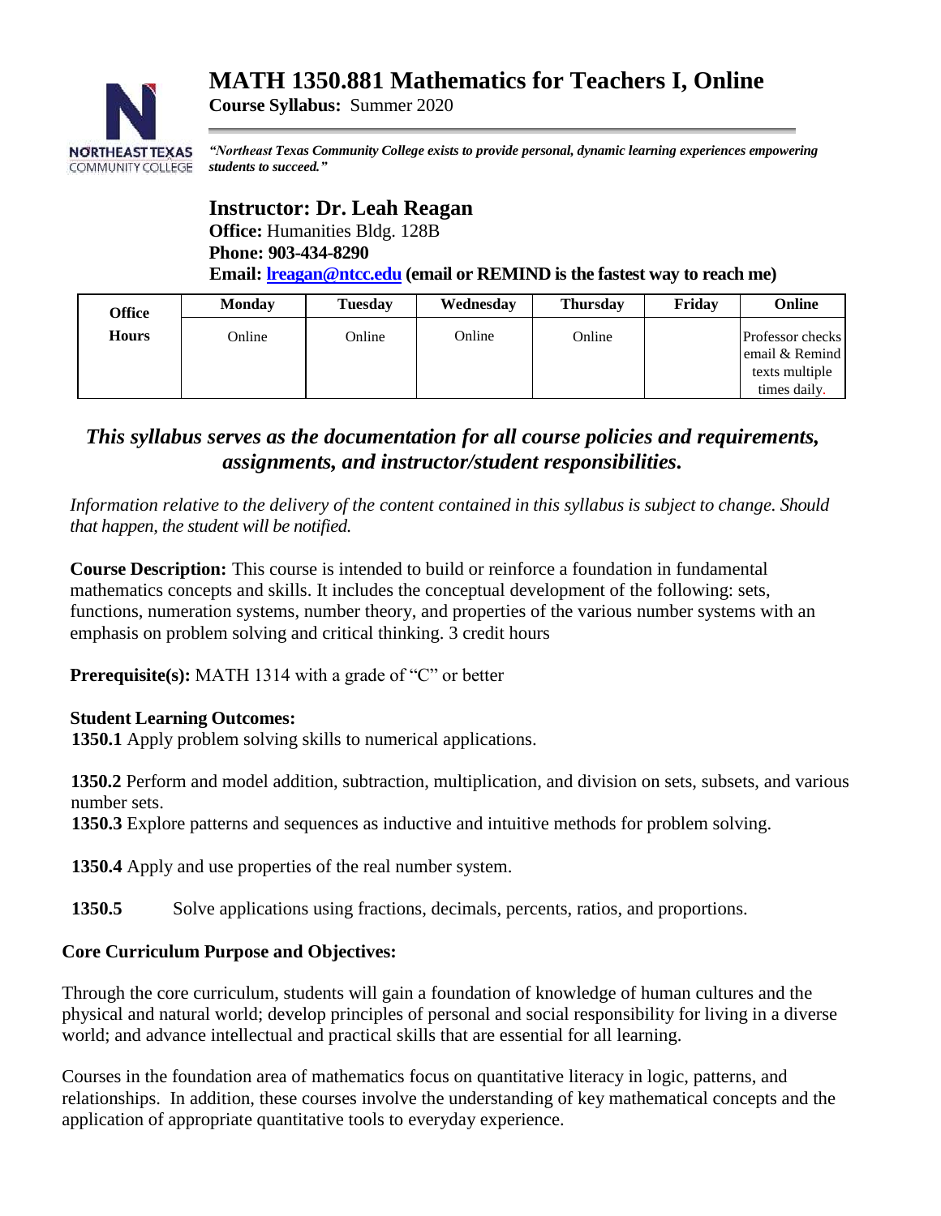# MATH 1350.881 Mathematics for Teachers I, Online

**Course Syllabus:** Summer 2020

NORTHEAST TEXAS COMMUNITY COLLEGE

***"Northeast Texas Community College exists to provide personal, dynamic learning experiences empowering students to succeed."***

## Instructor: Dr. Leah Reagan

**Office:** Humanities Bldg. 128B

**Phone: 903-434-8290**

**Email: lreagan@ntcc.edu (email or REMIND is the fastest way to reach me)**

| Office Hours | Monday | Tuesday | Wednesday | Thursday | Friday | Online |
|---|---|---|---|---|---|---|
| | Online | Online | Online | Online | | Professor checks email & Remind texts multiple times daily. |

### *This syllabus serves as the documentation for all course policies and requirements, assignments, and instructor/student responsibilities.*

*Information relative to the delivery of the content contained in this syllabus is subject to change. Should that happen, the student will be notified.*

**Course Description:** This course is intended to build or reinforce a foundation in fundamental mathematics concepts and skills. It includes the conceptual development of the following: sets, functions, numeration systems, number theory, and properties of the various number systems with an emphasis on problem solving and critical thinking. 3 credit hours

**Prerequisite(s):** MATH 1314 with a grade of "C" or better

**Student Learning Outcomes:**

**1350.1** Apply problem solving skills to numerical applications.

**1350.2** Perform and model addition, subtraction, multiplication, and division on sets, subsets, and various number sets.

**1350.3** Explore patterns and sequences as inductive and intuitive methods for problem solving.

**1350.4** Apply and use properties of the real number system.

**1350.5** Solve applications using fractions, decimals, percents, ratios, and proportions.

**Core Curriculum Purpose and Objectives:**

Through the core curriculum, students will gain a foundation of knowledge of human cultures and the physical and natural world; develop principles of personal and social responsibility for living in a diverse world; and advance intellectual and practical skills that are essential for all learning.

Courses in the foundation area of mathematics focus on quantitative literacy in logic, patterns, and relationships. In addition, these courses involve the understanding of key mathematical concepts and the application of appropriate quantitative tools to everyday experience.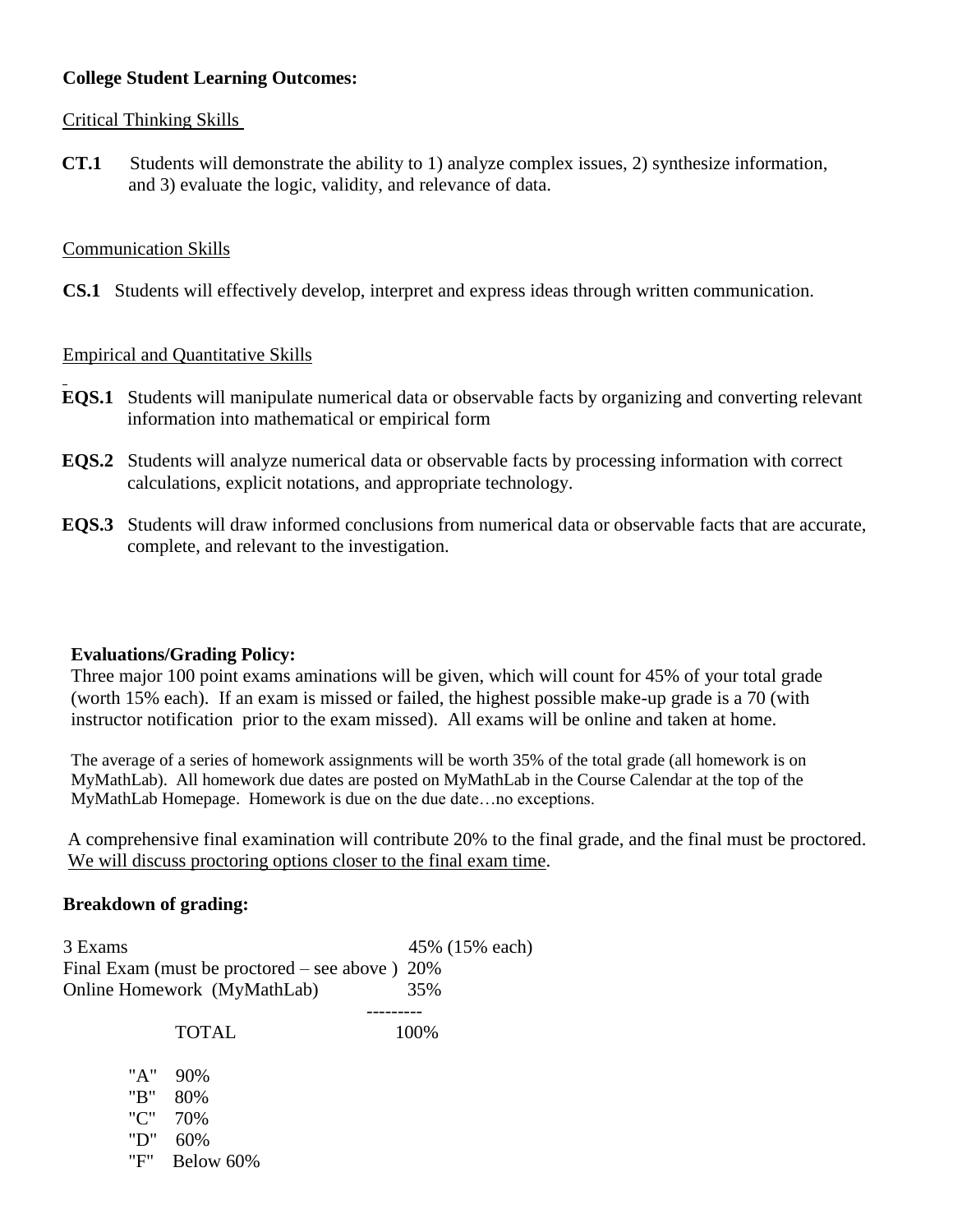**College Student Learning Outcomes:**

Critical Thinking Skills

**CT.1** Students will demonstrate the ability to 1) analyze complex issues, 2) synthesize information, and 3) evaluate the logic, validity, and relevance of data.

Communication Skills

**CS.1** Students will effectively develop, interpret and express ideas through written communication.

Empirical and Quantitative Skills

**EQS.1** Students will manipulate numerical data or observable facts by organizing and converting relevant information into mathematical or empirical form

**EQS.2** Students will analyze numerical data or observable facts by processing information with correct calculations, explicit notations, and appropriate technology.

**EQS.3** Students will draw informed conclusions from numerical data or observable facts that are accurate, complete, and relevant to the investigation.

**Evaluations/Grading Policy:**

Three major 100 point exams aminations will be given, which will count for 45% of your total grade (worth 15% each). If an exam is missed or failed, the highest possible make-up grade is a 70 (with instructor notification prior to the exam missed). All exams will be online and taken at home.

The average of a series of homework assignments will be worth 35% of the total grade (all homework is on MyMathLab). All homework due dates are posted on MyMathLab in the Course Calendar at the top of the MyMathLab Homepage. Homework is due on the due date…no exceptions.

A comprehensive final examination will contribute 20% to the final grade, and the final must be proctored. We will discuss proctoring options closer to the final exam time.

**Breakdown of grading:**

| | |
|---|---|
| 3 Exams | 45% (15% each) |
| Final Exam (must be proctored – see above ) | 20% |
| Online Homework (MyMathLab) | 35% |
| TOTAL | 100% |

| | |
|---|---|
| "A" | 90% |
| "B" | 80% |
| "C" | 70% |
| "D" | 60% |
| "F" | Below 60% |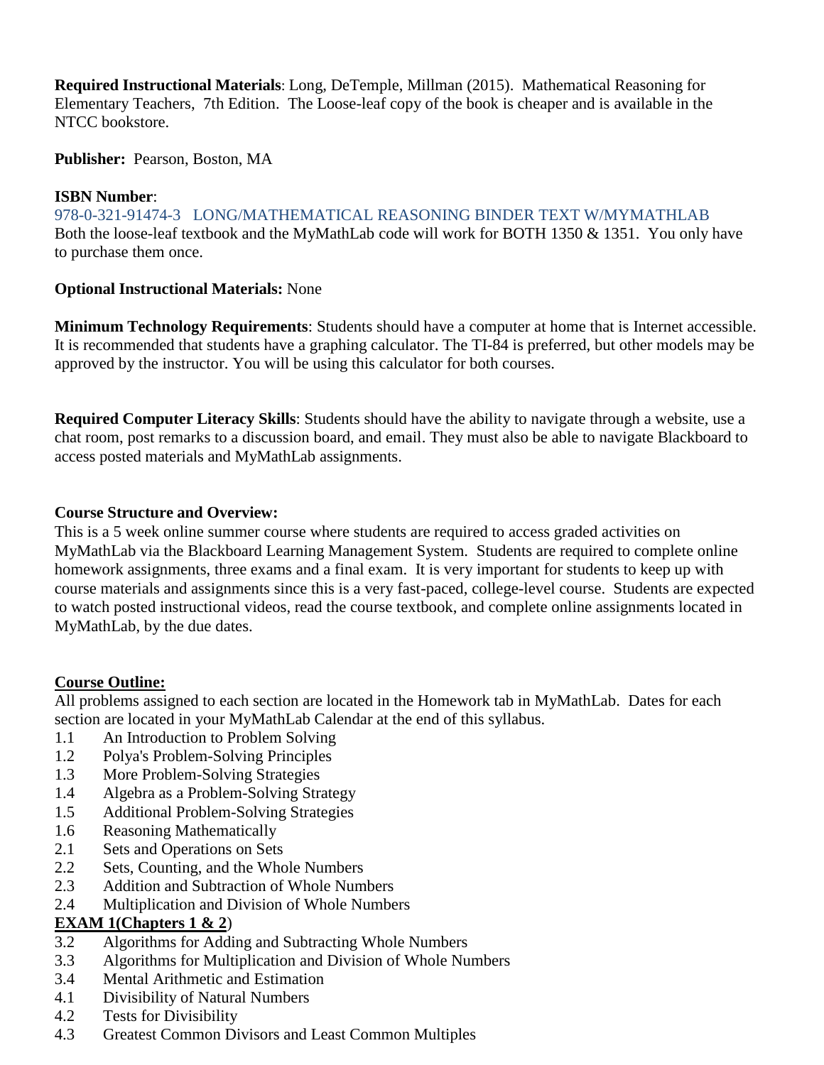**Required Instructional Materials**: Long, DeTemple, Millman (2015). Mathematical Reasoning for Elementary Teachers, 7th Edition. The Loose-leaf copy of the book is cheaper and is available in the NTCC bookstore.

**Publisher:** Pearson, Boston, MA

**ISBN Number**:
978-0-321-91474-3 LONG/MATHEMATICAL REASONING BINDER TEXT W/MYMATHLAB
Both the loose-leaf textbook and the MyMathLab code will work for BOTH 1350 & 1351. You only have to purchase them once.

**Optional Instructional Materials:** None

**Minimum Technology Requirements**: Students should have a computer at home that is Internet accessible. It is recommended that students have a graphing calculator. The TI-84 is preferred, but other models may be approved by the instructor. You will be using this calculator for both courses.

**Required Computer Literacy Skills**: Students should have the ability to navigate through a website, use a chat room, post remarks to a discussion board, and email. They must also be able to navigate Blackboard to access posted materials and MyMathLab assignments.

**Course Structure and Overview:**
This is a 5 week online summer course where students are required to access graded activities on MyMathLab via the Blackboard Learning Management System. Students are required to complete online homework assignments, three exams and a final exam. It is very important for students to keep up with course materials and assignments since this is a very fast-paced, college-level course. Students are expected to watch posted instructional videos, read the course textbook, and complete online assignments located in MyMathLab, by the due dates.

**Course Outline:**
All problems assigned to each section are located in the Homework tab in MyMathLab. Dates for each section are located in your MyMathLab Calendar at the end of this syllabus.

- 1.1 An Introduction to Problem Solving
- 1.2 Polya's Problem-Solving Principles
- 1.3 More Problem-Solving Strategies
- 1.4 Algebra as a Problem-Solving Strategy
- 1.5 Additional Problem-Solving Strategies
- 1.6 Reasoning Mathematically
- 2.1 Sets and Operations on Sets
- 2.2 Sets, Counting, and the Whole Numbers
- 2.3 Addition and Subtraction of Whole Numbers
- 2.4 Multiplication and Division of Whole Numbers

**EXAM 1(Chapters 1 & 2**)

- 3.2 Algorithms for Adding and Subtracting Whole Numbers
- 3.3 Algorithms for Multiplication and Division of Whole Numbers
- 3.4 Mental Arithmetic and Estimation
- 4.1 Divisibility of Natural Numbers
- 4.2 Tests for Divisibility
- 4.3 Greatest Common Divisors and Least Common Multiples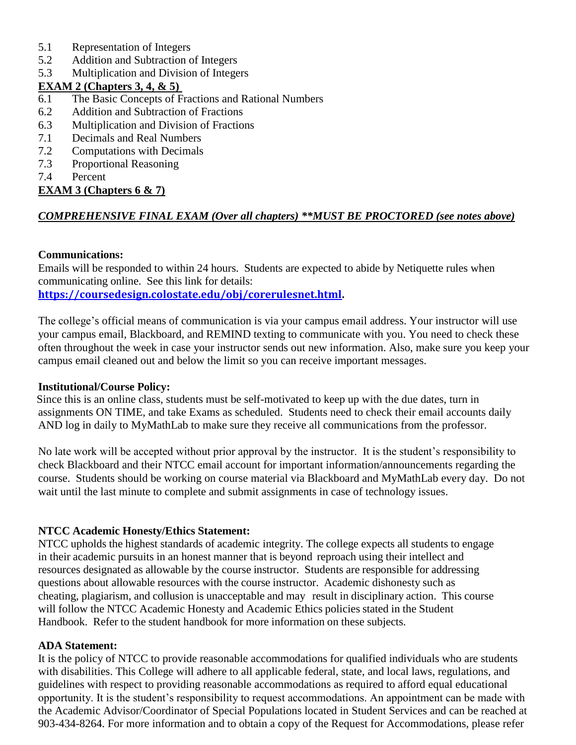5.1 Representation of Integers
5.2 Addition and Subtraction of Integers
5.3 Multiplication and Division of Integers

**EXAM 2 (Chapters 3, 4, & 5)**

6.1 The Basic Concepts of Fractions and Rational Numbers
6.2 Addition and Subtraction of Fractions
6.3 Multiplication and Division of Fractions
7.1 Decimals and Real Numbers
7.2 Computations with Decimals
7.3 Proportional Reasoning
7.4 Percent

**EXAM 3 (Chapters 6 & 7)**

***COMPREHENSIVE FINAL EXAM (Over all chapters) **MUST BE PROCTORED (see notes above)***

**Communications:**
Emails will be responded to within 24 hours. Students are expected to abide by Netiquette rules when communicating online. See this link for details: **https://coursedesign.colostate.edu/obj/corerulesnet.html.**

The college's official means of communication is via your campus email address. Your instructor will use your campus email, Blackboard, and REMIND texting to communicate with you. You need to check these often throughout the week in case your instructor sends out new information. Also, make sure you keep your campus email cleaned out and below the limit so you can receive important messages.

**Institutional/Course Policy:**
Since this is an online class, students must be self-motivated to keep up with the due dates, turn in assignments ON TIME, and take Exams as scheduled. Students need to check their email accounts daily AND log in daily to MyMathLab to make sure they receive all communications from the professor.

No late work will be accepted without prior approval by the instructor. It is the student's responsibility to check Blackboard and their NTCC email account for important information/announcements regarding the course. Students should be working on course material via Blackboard and MyMathLab every day. Do not wait until the last minute to complete and submit assignments in case of technology issues.

**NTCC Academic Honesty/Ethics Statement:**
NTCC upholds the highest standards of academic integrity. The college expects all students to engage in their academic pursuits in an honest manner that is beyond reproach using their intellect and resources designated as allowable by the course instructor. Students are responsible for addressing questions about allowable resources with the course instructor. Academic dishonesty such as cheating, plagiarism, and collusion is unacceptable and may result in disciplinary action. This course will follow the NTCC Academic Honesty and Academic Ethics policies stated in the Student Handbook. Refer to the student handbook for more information on these subjects.

**ADA Statement:**
It is the policy of NTCC to provide reasonable accommodations for qualified individuals who are students with disabilities. This College will adhere to all applicable federal, state, and local laws, regulations, and guidelines with respect to providing reasonable accommodations as required to afford equal educational opportunity. It is the student's responsibility to request accommodations. An appointment can be made with the Academic Advisor/Coordinator of Special Populations located in Student Services and can be reached at 903-434-8264. For more information and to obtain a copy of the Request for Accommodations, please refer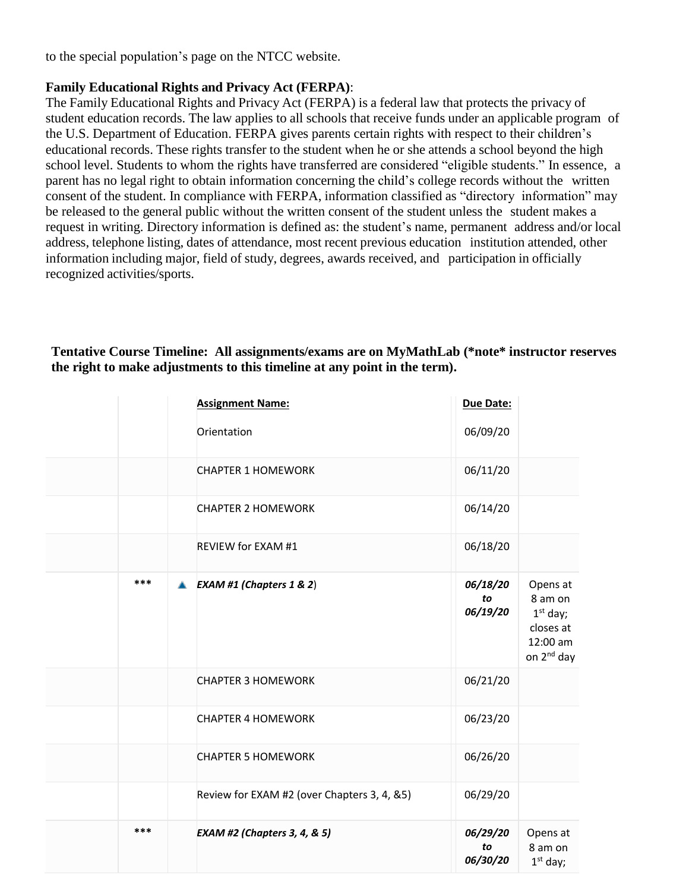to the special population's page on the NTCC website.

**Family Educational Rights and Privacy Act (FERPA)**:
The Family Educational Rights and Privacy Act (FERPA) is a federal law that protects the privacy of student education records. The law applies to all schools that receive funds under an applicable program of the U.S. Department of Education. FERPA gives parents certain rights with respect to their children's educational records. These rights transfer to the student when he or she attends a school beyond the high school level. Students to whom the rights have transferred are considered "eligible students." In essence, a parent has no legal right to obtain information concerning the child's college records without the written consent of the student. In compliance with FERPA, information classified as "directory information" may be released to the general public without the written consent of the student unless the student makes a request in writing. Directory information is defined as: the student's name, permanent address and/or local address, telephone listing, dates of attendance, most recent previous education institution attended, other information including major, field of study, degrees, awards received, and participation in officially recognized activities/sports.

**Tentative Course Timeline: All assignments/exams are on MyMathLab (*note* instructor reserves the right to make adjustments to this timeline at any point in the term).**

| | | Assignment Name: | Due Date: | |
|---|---|---|---|---|
| | | Orientation | 06/09/20 | |
| | | CHAPTER 1 HOMEWORK | 06/11/20 | |
| | | CHAPTER 2 HOMEWORK | 06/14/20 | |
| | | REVIEW for EXAM #1 | 06/18/20 | |
| *** | ▲ | ***EXAM #1 (Chapters 1 & 2)*** | ***06/18/20 to 06/19/20*** | Opens at 8 am on 1st day; closes at 12:00 am on 2nd day |
| | | CHAPTER 3 HOMEWORK | 06/21/20 | |
| | | CHAPTER 4 HOMEWORK | 06/23/20 | |
| | | CHAPTER 5 HOMEWORK | 06/26/20 | |
| | | Review for EXAM #2 (over Chapters 3, 4, &5) | 06/29/20 | |
| *** | | ***EXAM #2 (Chapters 3, 4, & 5)*** | ***06/29/20 to 06/30/20*** | Opens at 8 am on 1st day; |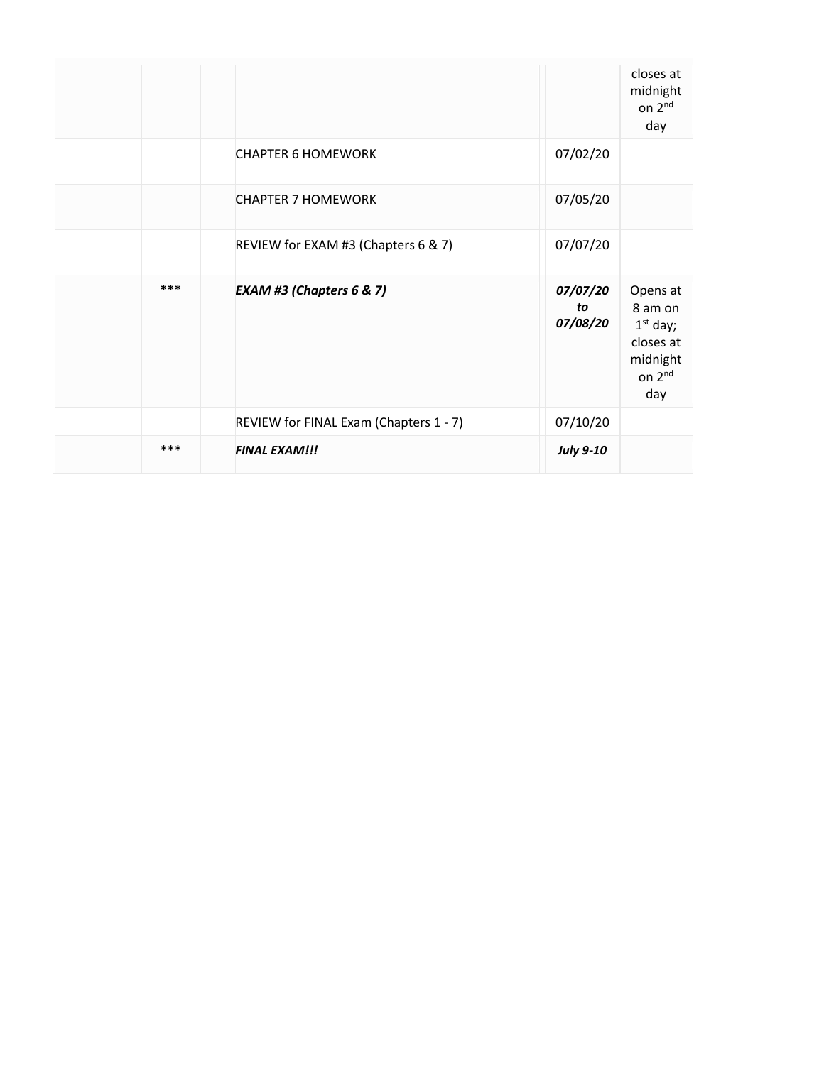| | | | | | |
|---|---|---|---|---|---|
| | | | | | closes at midnight on 2nd day |
| | | | CHAPTER 6 HOMEWORK | 07/02/20 | |
| | | | CHAPTER 7 HOMEWORK | 07/05/20 | |
| | | | REVIEW for EXAM #3 (Chapters 6 & 7) | 07/07/20 | |
| | *** | | ***EXAM #3 (Chapters 6 & 7)*** | ***07/07/20 to 07/08/20*** | Opens at 8 am on 1st day; closes at midnight on 2nd day |
| | | | REVIEW for FINAL Exam (Chapters 1 - 7) | 07/10/20 | |
| | *** | | ***FINAL EXAM!!!*** | ***July 9-10*** | |